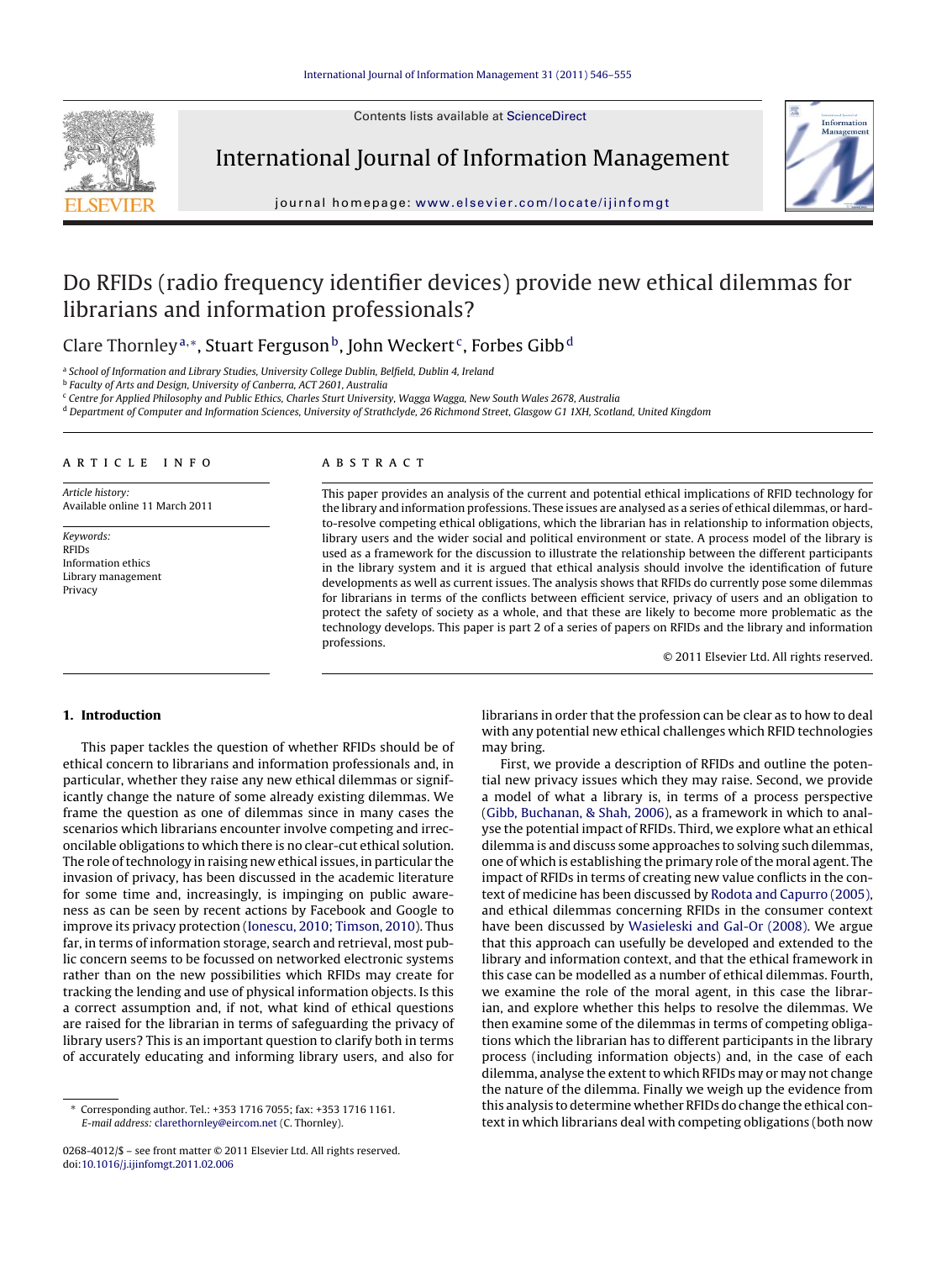Contents lists available at ScienceDirect

# International Journal of Information Management

journal homepage: www.elsevier.com/locate/ijinfomgt

# Do RFIDs (radio frequency identifier devices) provide new ethical dilemmas for librarians and information professionals?

Clare Thornley[a,*], Stuart Ferguson[b], John Weckert[c], Forbes Gibb[d]

[a] School of Information and Library Studies, University College Dublin, Belfield, Dublin 4, Ireland
[b] Faculty of Arts and Design, University of Canberra, ACT 2601, Australia
[c] Centre for Applied Philosophy and Public Ethics, Charles Sturt University, Wagga Wagga, New South Wales 2678, Australia
[d] Department of Computer and Information Sciences, University of Strathclyde, 26 Richmond Street, Glasgow G1 1XH, Scotland, United Kingdom

ARTICLE INFO

*Article history:*
Available online 11 March 2011

*Keywords:*
RFIDs
Information ethics
Library management
Privacy

ABSTRACT

This paper provides an analysis of the current and potential ethical implications of RFID technology for the library and information professions. These issues are analysed as a series of ethical dilemmas, or hard-to-resolve competing ethical obligations, which the librarian has in relationship to information objects, library users and the wider social and political environment or state. A process model of the library is used as a framework for the discussion to illustrate the relationship between the different participants in the library system and it is argued that ethical analysis should involve the identification of future developments as well as current issues. The analysis shows that RFIDs do currently pose some dilemmas for librarians in terms of the conflicts between efficient service, privacy of users and an obligation to protect the safety of society as a whole, and that these are likely to become more problematic as the technology develops. This paper is part 2 of a series of papers on RFIDs and the library and information professions.

© 2011 Elsevier Ltd. All rights reserved.

## 1. Introduction

This paper tackles the question of whether RFIDs should be of ethical concern to librarians and information professionals and, in particular, whether they raise any new ethical dilemmas or significantly change the nature of some already existing dilemmas. We frame the question as one of dilemmas since in many cases the scenarios which librarians encounter involve competing and irreconcilable obligations to which there is no clear-cut ethical solution. The role of technology in raising new ethical issues, in particular the invasion of privacy, has been discussed in the academic literature for some time and, increasingly, is impinging on public awareness as can be seen by recent actions by Facebook and Google to improve its privacy protection (Ionescu, 2010; Timson, 2010). Thus far, in terms of information storage, search and retrieval, most public concern seems to be focussed on networked electronic systems rather than on the new possibilities which RFIDs may create for tracking the lending and use of physical information objects. Is this a correct assumption and, if not, what kind of ethical questions are raised for the librarian in terms of safeguarding the privacy of library users? This is an important question to clarify both in terms of accurately educating and informing library users, and also for librarians in order that the profession can be clear as to how to deal with any potential new ethical challenges which RFID technologies may bring.

First, we provide a description of RFIDs and outline the potential new privacy issues which they may raise. Second, we provide a model of what a library is, in terms of a process perspective (Gibb, Buchanan, & Shah, 2006), as a framework in which to analyse the potential impact of RFIDs. Third, we explore what an ethical dilemma is and discuss some approaches to solving such dilemmas, one of which is establishing the primary role of the moral agent. The impact of RFIDs in terms of creating new value conflicts in the context of medicine has been discussed by Rodota and Capurro (2005), and ethical dilemmas concerning RFIDs in the consumer context have been discussed by Wasieleski and Gal-Or (2008). We argue that this approach can usefully be developed and extended to the library and information context, and that the ethical framework in this case can be modelled as a number of ethical dilemmas. Fourth, we examine the role of the moral agent, in this case the librarian, and explore whether this helps to resolve the dilemmas. We then examine some of the dilemmas in terms of competing obligations which the librarian has to different participants in the library process (including information objects) and, in the case of each dilemma, analyse the extent to which RFIDs may or may not change the nature of the dilemma. Finally we weigh up the evidence from this analysis to determine whether RFIDs do change the ethical context in which librarians deal with competing obligations (both now

\* Corresponding author. Tel.: +353 1716 7055; fax: +353 1716 1161.
*E-mail address:* clarethornley@eircom.net (C. Thornley).

0268-4012/$ – see front matter © 2011 Elsevier Ltd. All rights reserved.
doi:10.1016/j.ijinfomgt.2011.02.006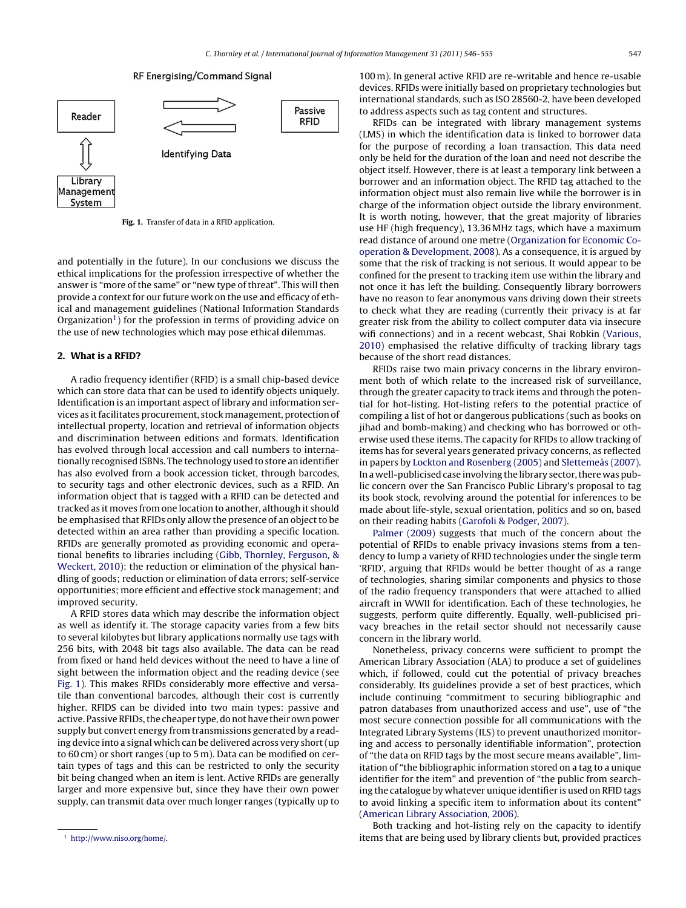RF Energising/Command Signal

Reader

Passive RFID

Identifying Data

Library Management System

**Fig. 1.** Transfer of data in a RFID application.

and potentially in the future). In our conclusions we discuss the ethical implications for the profession irrespective of whether the answer is "more of the same" or "new type of threat". This will then provide a context for our future work on the use and efficacy of ethical and management guidelines (National Information Standards Organization[1]) for the profession in terms of providing advice on the use of new technologies which may pose ethical dilemmas.

## 2. What is a RFID?

A radio frequency identifier (RFID) is a small chip-based device which can store data that can be used to identify objects uniquely. Identification is an important aspect of library and information services as it facilitates procurement, stock management, protection of intellectual property, location and retrieval of information objects and discrimination between editions and formats. Identification has evolved through local accession and call numbers to internationally recognised ISBNs. The technology used to store an identifier has also evolved from a book accession ticket, through barcodes, to security tags and other electronic devices, such as a RFID. An information object that is tagged with a RFID can be detected and tracked as it moves from one location to another, although it should be emphasised that RFIDs only allow the presence of an object to be detected within an area rather than providing a specific location. RFIDs are generally promoted as providing economic and operational benefits to libraries including (Gibb, Thornley, Ferguson, & Weckert, 2010): the reduction or elimination of the physical handling of goods; reduction or elimination of data errors; self-service opportunities; more efficient and effective stock management; and improved security.

A RFID stores data which may describe the information object as well as identify it. The storage capacity varies from a few bits to several kilobytes but library applications normally use tags with 256 bits, with 2048 bit tags also available. The data can be read from fixed or hand held devices without the need to have a line of sight between the information object and the reading device (see Fig. 1). This makes RFIDs considerably more effective and versatile than conventional barcodes, although their cost is currently higher. RFIDS can be divided into two main types: passive and active. Passive RFIDs, the cheaper type, do not have their own power supply but convert energy from transmissions generated by a reading device into a signal which can be delivered across very short (up to 60 cm) or short ranges (up to 5 m). Data can be modified on certain types of tags and this can be restricted to only the security bit being changed when an item is lent. Active RFIDs are generally larger and more expensive but, since they have their own power supply, can transmit data over much longer ranges (typically up to 100 m). In general active RFID are re-writable and hence re-usable devices. RFIDs were initially based on proprietary technologies but international standards, such as ISO 28560-2, have been developed to address aspects such as tag content and structures.

RFIDs can be integrated with library management systems (LMS) in which the identification data is linked to borrower data for the purpose of recording a loan transaction. This data need only be held for the duration of the loan and need not describe the object itself. However, there is at least a temporary link between a borrower and an information object. The RFID tag attached to the information object must also remain live while the borrower is in charge of the information object outside the library environment. It is worth noting, however, that the great majority of libraries use HF (high frequency), 13.36 MHz tags, which have a maximum read distance of around one metre (Organization for Economic Co-operation & Development, 2008). As a consequence, it is argued by some that the risk of tracking is not serious. It would appear to be confined for the present to tracking item use within the library and not once it has left the building. Consequently library borrowers have no reason to fear anonymous vans driving down their streets to check what they are reading (currently their privacy is at far greater risk from the ability to collect computer data via insecure wifi connections) and in a recent webcast, Shai Robkin (Various, 2010) emphasised the relative difficulty of tracking library tags because of the short read distances.

RFIDs raise two main privacy concerns in the library environment both of which relate to the increased risk of surveillance, through the greater capacity to track items and through the potential for hot-listing. Hot-listing refers to the potential practice of compiling a list of hot or dangerous publications (such as books on jihad and bomb-making) and checking who has borrowed or otherwise used these items. The capacity for RFIDs to allow tracking of items has for several years generated privacy concerns, as reflected in papers by Lockton and Rosenberg (2005) and Slettemeås (2007). In a well-publicised case involving the library sector, there was public concern over the San Francisco Public Library's proposal to tag its book stock, revolving around the potential for inferences to be made about life-style, sexual orientation, politics and so on, based on their reading habits (Garofoli & Podger, 2007).

Palmer (2009) suggests that much of the concern about the potential of RFIDs to enable privacy invasions stems from a tendency to lump a variety of RFID technologies under the single term 'RFID', arguing that RFIDs would be better thought of as a range of technologies, sharing similar components and physics to those of the radio frequency transponders that were attached to allied aircraft in WWII for identification. Each of these technologies, he suggests, perform quite differently. Equally, well-publicised privacy breaches in the retail sector should not necessarily cause concern in the library world.

Nonetheless, privacy concerns were sufficient to prompt the American Library Association (ALA) to produce a set of guidelines which, if followed, could cut the potential of privacy breaches considerably. Its guidelines provide a set of best practices, which include continuing "commitment to securing bibliographic and patron databases from unauthorized access and use", use of "the most secure connection possible for all communications with the Integrated Library Systems (ILS) to prevent unauthorized monitoring and access to personally identifiable information", protection of "the data on RFID tags by the most secure means available", limitation of "the bibliographic information stored on a tag to a unique identifier for the item" and prevention of "the public from searching the catalogue by whatever unique identifier is used on RFID tags to avoid linking a specific item to information about its content" (American Library Association, 2006).

Both tracking and hot-listing rely on the capacity to identify items that are being used by library clients but, provided practices

[1] http://www.niso.org/home/.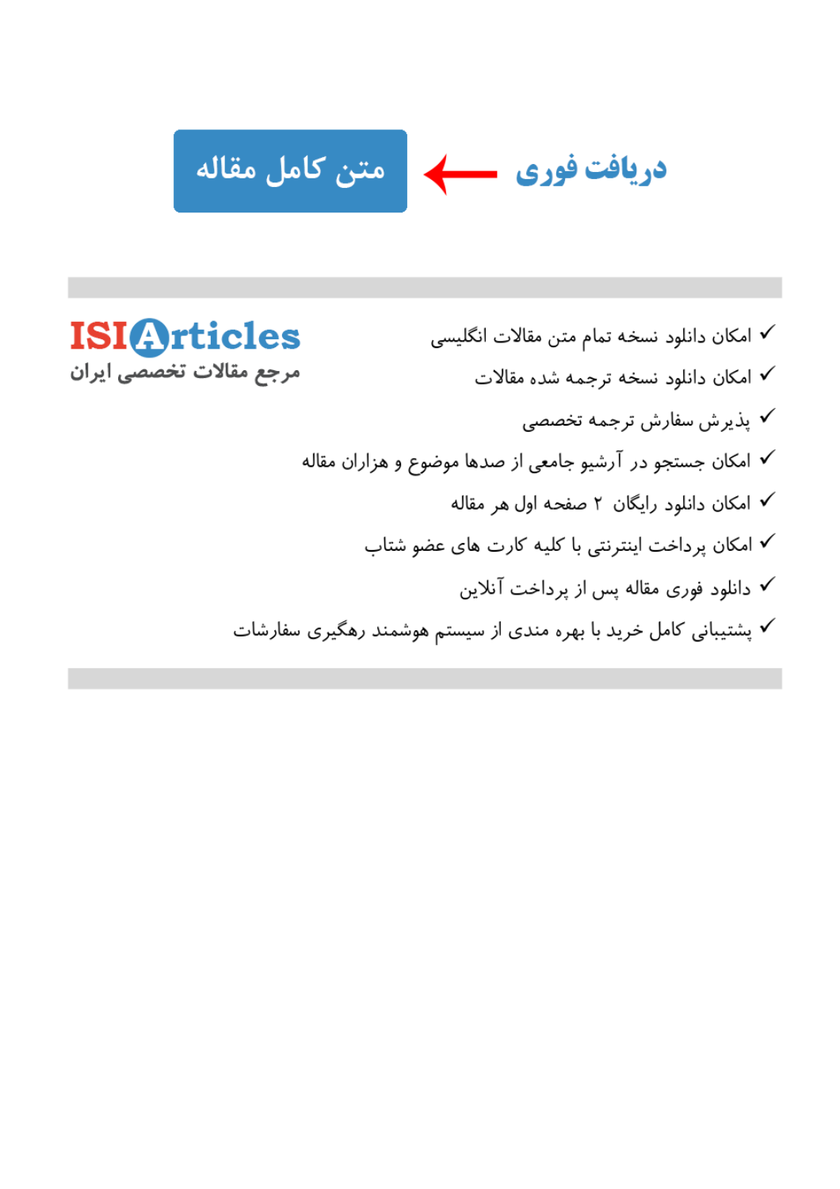دریافت فوری ← متن کامل مقاله

**ISIArticles**
مرجع مقالات تخصصی ایران

- ✓ امکان دانلود نسخه تمام متن مقالات انگلیسی
- ✓ امکان دانلود نسخه ترجمه شده مقالات
- ✓ پذیرش سفارش ترجمه تخصصی
- ✓ امکان جستجو در آرشیو جامعی از صدها موضوع و هزاران مقاله
- ✓ امکان دانلود رایگان ۲ صفحه اول هر مقاله
- ✓ امکان پرداخت اینترنتی با کلیه کارت های عضو شتاب
- ✓ دانلود فوری مقاله پس از پرداخت آنلاین
- ✓ پشتیبانی کامل خرید با بهره مندی از سیستم هوشمند رهگیری سفارشات